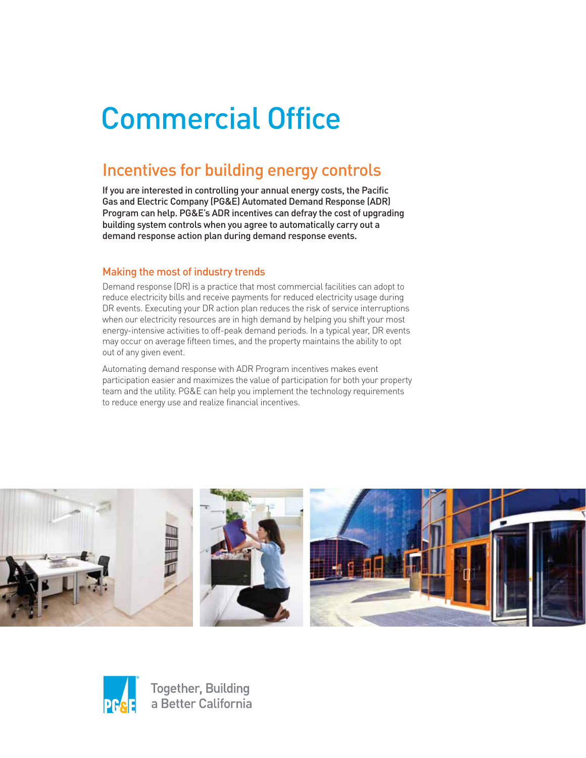# Commercial Office

## Incentives for building energy controls

**If you are interested in controlling your annual energy costs, the Pacific Gas and Electric Company (PG&E) Automated Demand Response (ADR) Program can help. PG&E's ADR incentives can defray the cost of upgrading building system controls when you agree to automatically carry out a demand response action plan during demand response events.**

### Making the most of industry trends

Demand response (DR) is a practice that most commercial facilities can adopt to reduce electricity bills and receive payments for reduced electricity usage during DR events. Executing your DR action plan reduces the risk of service interruptions when our electricity resources are in high demand by helping you shift your most energy-intensive activities to off-peak demand periods. In a typical year, DR events may occur on average fifteen times, and the property maintains the ability to opt out of any given event.

Automating demand response with ADR Program incentives makes event participation easier and maximizes the value of participation for both your property team and the utility. PG&E can help you implement the technology requirements to reduce energy use and realize financial incentives.

Together, Building a Better California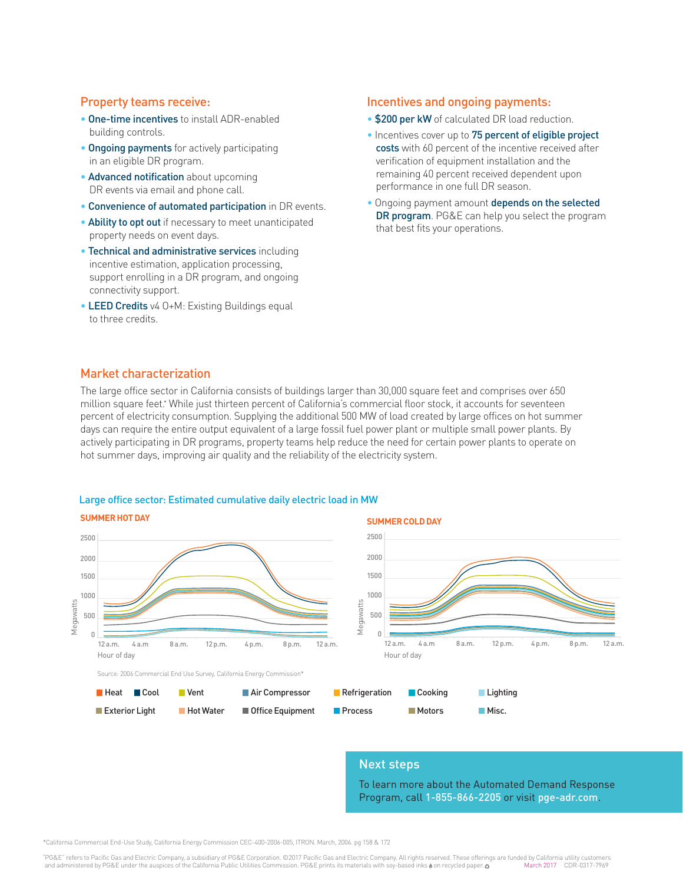## Property teams receive:

- **One-time incentives** to install ADR-enabled building controls.
- **Ongoing payments** for actively participating in an eligible DR program.
- **Advanced notification** about upcoming DR events via email and phone call.
- **Convenience of automated participation** in DR events.
- **Ability to opt out** if necessary to meet unanticipated property needs on event days.
- **Technical and administrative services** including incentive estimation, application processing, support enrolling in a DR program, and ongoing connectivity support.
- **LEED Credits** v4 O+M: Existing Buildings equal to three credits.

## Incentives and ongoing payments:

- **$200 per kW** of calculated DR load reduction.
- Incentives cover up to **75 percent of eligible project costs** with 60 percent of the incentive received after verification of equipment installation and the remaining 40 percent received dependent upon performance in one full DR season.
- Ongoing payment amount **depends on the selected DR program**. PG&E can help you select the program that best fits your operations.

## Market characterization

The large office sector in California consists of buildings larger than 30,000 square feet and comprises over 650 million square feet.* While just thirteen percent of California's commercial floor stock, it accounts for seventeen percent of electricity consumption. Supplying the additional 500 MW of load created by large offices on hot summer days can require the entire output equivalent of a large fossil fuel power plant or multiple small power plants. By actively participating in DR programs, property teams help reduce the need for certain power plants to operate on hot summer days, improving air quality and the reliability of the electricity system.

### Large office sector: Estimated cumulative daily electric load in MW

SUMMER HOT DAY

SUMMER COLD DAY

Megawatts: 0, 500, 1000, 1500, 2000, 2500

Hour of day: 12 a.m., 4 a.m, 8 a.m., 12 p.m., 4 p.m., 8 p.m., 12 a.m.

Source: 2006 Commercial End Use Survey, California Energy Commission*

Heat, Cool, Vent, Air Compressor, Refrigeration, Cooking, Lighting, Exterior Light, Hot Water, Office Equipment, Process, Motors, Misc.

## Next steps

To learn more about the Automated Demand Response Program, call 1-855-866-2205 or visit pge-adr.com.

*California Commercial End-Use Study, California Energy Commission CEC-400-2006-005, ITRON. March, 2006. pg 158 & 172

"PG&E" refers to Pacific Gas and Electric Company, a subsidiary of PG&E Corporation. ©2017 Pacific Gas and Electric Company. All rights reserved. These offerings are funded by California utility customers and administered by PG&E under the auspices of the California Public Utilities Commission. PG&E prints its materials with soy-based inks on recycled paper. March 2017 CDR-0317-7969